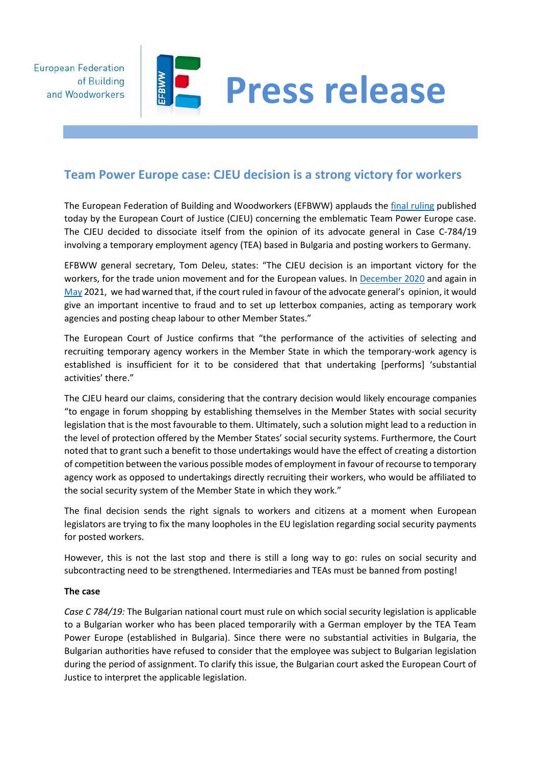European Federation of Building and Woodworkers

# Press release

## Team Power Europe case: CJEU decision is a strong victory for workers

The European Federation of Building and Woodworkers (EFBWW) applauds the final ruling published today by the European Court of Justice (CJEU) concerning the emblematic Team Power Europe case. The CJEU decided to dissociate itself from the opinion of its advocate general in Case C-784/19 involving a temporary employment agency (TEA) based in Bulgaria and posting workers to Germany.

EFBWW general secretary, Tom Deleu, states: "The CJEU decision is an important victory for the workers, for the trade union movement and for the European values. In December 2020 and again in May 2021, we had warned that, if the court ruled in favour of the advocate general's opinion, it would give an important incentive to fraud and to set up letterbox companies, acting as temporary work agencies and posting cheap labour to other Member States."

The European Court of Justice confirms that "the performance of the activities of selecting and recruiting temporary agency workers in the Member State in which the temporary-work agency is established is insufficient for it to be considered that that undertaking [performs] 'substantial activities' there."

The CJEU heard our claims, considering that the contrary decision would likely encourage companies "to engage in forum shopping by establishing themselves in the Member States with social security legislation that is the most favourable to them. Ultimately, such a solution might lead to a reduction in the level of protection offered by the Member States' social security systems. Furthermore, the Court noted that to grant such a benefit to those undertakings would have the effect of creating a distortion of competition between the various possible modes of employment in favour of recourse to temporary agency work as opposed to undertakings directly recruiting their workers, who would be affiliated to the social security system of the Member State in which they work."

The final decision sends the right signals to workers and citizens at a moment when European legislators are trying to fix the many loopholes in the EU legislation regarding social security payments for posted workers.

However, this is not the last stop and there is still a long way to go: rules on social security and subcontracting need to be strengthened. Intermediaries and TEAs must be banned from posting!

**The case**

*Case C 784/19:* The Bulgarian national court must rule on which social security legislation is applicable to a Bulgarian worker who has been placed temporarily with a German employer by the TEA Team Power Europe (established in Bulgaria). Since there were no substantial activities in Bulgaria, the Bulgarian authorities have refused to consider that the employee was subject to Bulgarian legislation during the period of assignment. To clarify this issue, the Bulgarian court asked the European Court of Justice to interpret the applicable legislation.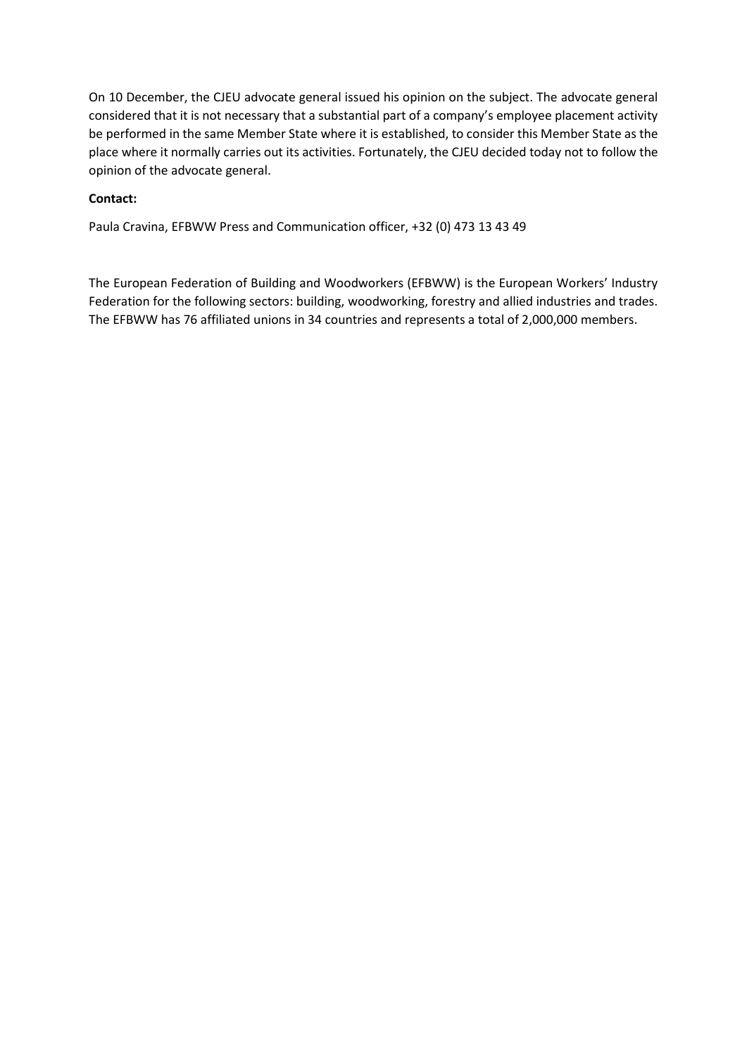On 10 December, the CJEU advocate general issued his opinion on the subject. The advocate general considered that it is not necessary that a substantial part of a company's employee placement activity be performed in the same Member State where it is established, to consider this Member State as the place where it normally carries out its activities. Fortunately, the CJEU decided today not to follow the opinion of the advocate general.

**Contact:**

Paula Cravina, EFBWW Press and Communication officer, +32 (0) 473 13 43 49

The European Federation of Building and Woodworkers (EFBWW) is the European Workers' Industry Federation for the following sectors: building, woodworking, forestry and allied industries and trades. The EFBWW has 76 affiliated unions in 34 countries and represents a total of 2,000,000 members.